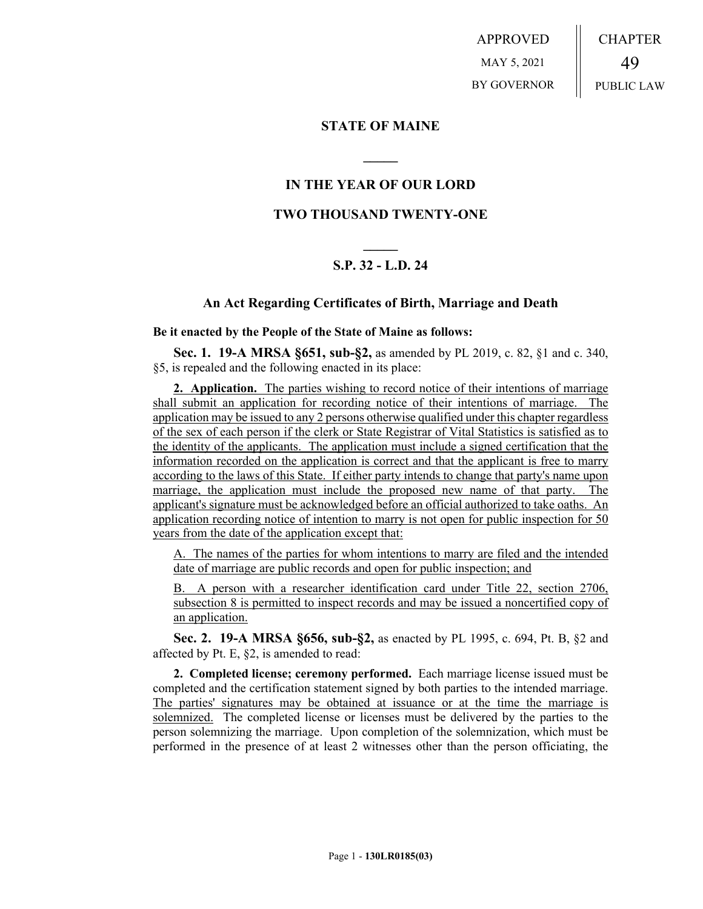APPROVED

MAY 5, 2021

BY GOVERNOR

CHAPTER

49

PUBLIC LAW

## STATE OF MAINE

## IN THE YEAR OF OUR LORD

## TWO THOUSAND TWENTY-ONE

## S.P. 32 - L.D. 24

### An Act Regarding Certificates of Birth, Marriage and Death

**Be it enacted by the People of the State of Maine as follows:**

**Sec. 1. 19-A MRSA §651, sub-§2,** as amended by PL 2019, c. 82, §1 and c. 340, §5, is repealed and the following enacted in its place:

**2. Application.** The parties wishing to record notice of their intentions of marriage shall submit an application for recording notice of their intentions of marriage. The application may be issued to any 2 persons otherwise qualified under this chapter regardless of the sex of each person if the clerk or State Registrar of Vital Statistics is satisfied as to the identity of the applicants. The application must include a signed certification that the information recorded on the application is correct and that the applicant is free to marry according to the laws of this State. If either party intends to change that party's name upon marriage, the application must include the proposed new name of that party. The applicant's signature must be acknowledged before an official authorized to take oaths. An application recording notice of intention to marry is not open for public inspection for 50 years from the date of the application except that:

A. The names of the parties for whom intentions to marry are filed and the intended date of marriage are public records and open for public inspection; and

B. A person with a researcher identification card under Title 22, section 2706, subsection 8 is permitted to inspect records and may be issued a noncertified copy of an application.

**Sec. 2. 19-A MRSA §656, sub-§2,** as enacted by PL 1995, c. 694, Pt. B, §2 and affected by Pt. E, §2, is amended to read:

**2. Completed license; ceremony performed.** Each marriage license issued must be completed and the certification statement signed by both parties to the intended marriage. The parties' signatures may be obtained at issuance or at the time the marriage is solemnized. The completed license or licenses must be delivered by the parties to the person solemnizing the marriage. Upon completion of the solemnization, which must be performed in the presence of at least 2 witnesses other than the person officiating, the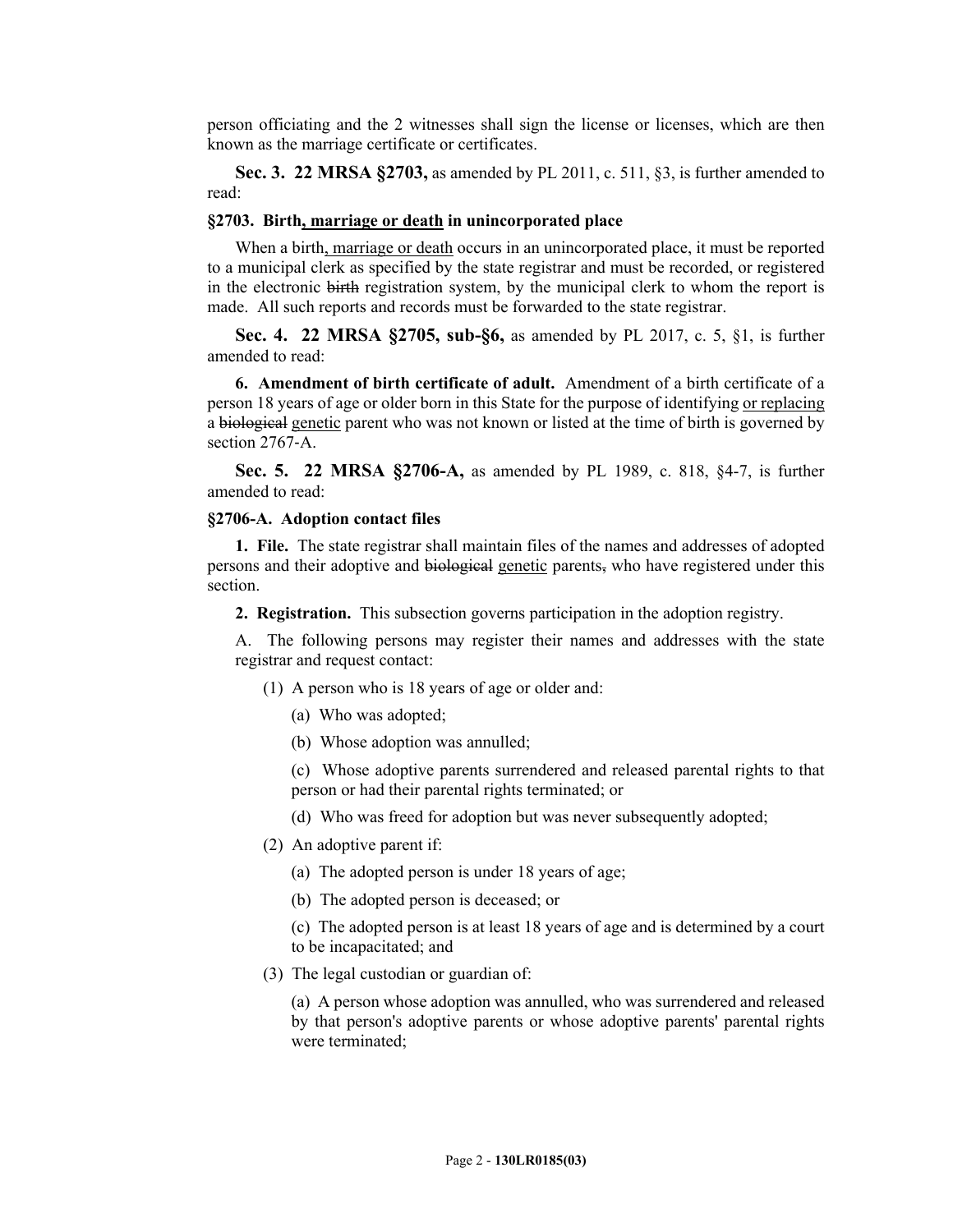person officiating and the 2 witnesses shall sign the license or licenses, which are then known as the marriage certificate or certificates.

**Sec. 3. 22 MRSA §2703,** as amended by PL 2011, c. 511, §3, is further amended to read:

**§2703. Birth<u>, marriage or death</u> in unincorporated place**

When a birth<u>, marriage or death</u> occurs in an unincorporated place, it must be reported to a municipal clerk as specified by the state registrar and must be recorded, or registered in the electronic ~~birth~~ registration system, by the municipal clerk to whom the report is made. All such reports and records must be forwarded to the state registrar.

**Sec. 4. 22 MRSA §2705, sub-§6,** as amended by PL 2017, c. 5, §1, is further amended to read:

**6. Amendment of birth certificate of adult.** Amendment of a birth certificate of a person 18 years of age or older born in this State for the purpose of identifying <u>or replacing</u> a ~~biological~~ <u>genetic</u> parent who was not known or listed at the time of birth is governed by section 2767-A.

**Sec. 5. 22 MRSA §2706-A,** as amended by PL 1989, c. 818, §4-7, is further amended to read:

**§2706-A. Adoption contact files**

**1. File.** The state registrar shall maintain files of the names and addresses of adopted persons and their adoptive and ~~biological~~ <u>genetic</u> parents~~,~~ who have registered under this section.

**2. Registration.** This subsection governs participation in the adoption registry.

A. The following persons may register their names and addresses with the state registrar and request contact:

(1) A person who is 18 years of age or older and:

(a) Who was adopted;

(b) Whose adoption was annulled;

(c) Whose adoptive parents surrendered and released parental rights to that person or had their parental rights terminated; or

(d) Who was freed for adoption but was never subsequently adopted;

(2) An adoptive parent if:

(a) The adopted person is under 18 years of age;

(b) The adopted person is deceased; or

(c) The adopted person is at least 18 years of age and is determined by a court to be incapacitated; and

(3) The legal custodian or guardian of:

(a) A person whose adoption was annulled, who was surrendered and released by that person's adoptive parents or whose adoptive parents' parental rights were terminated;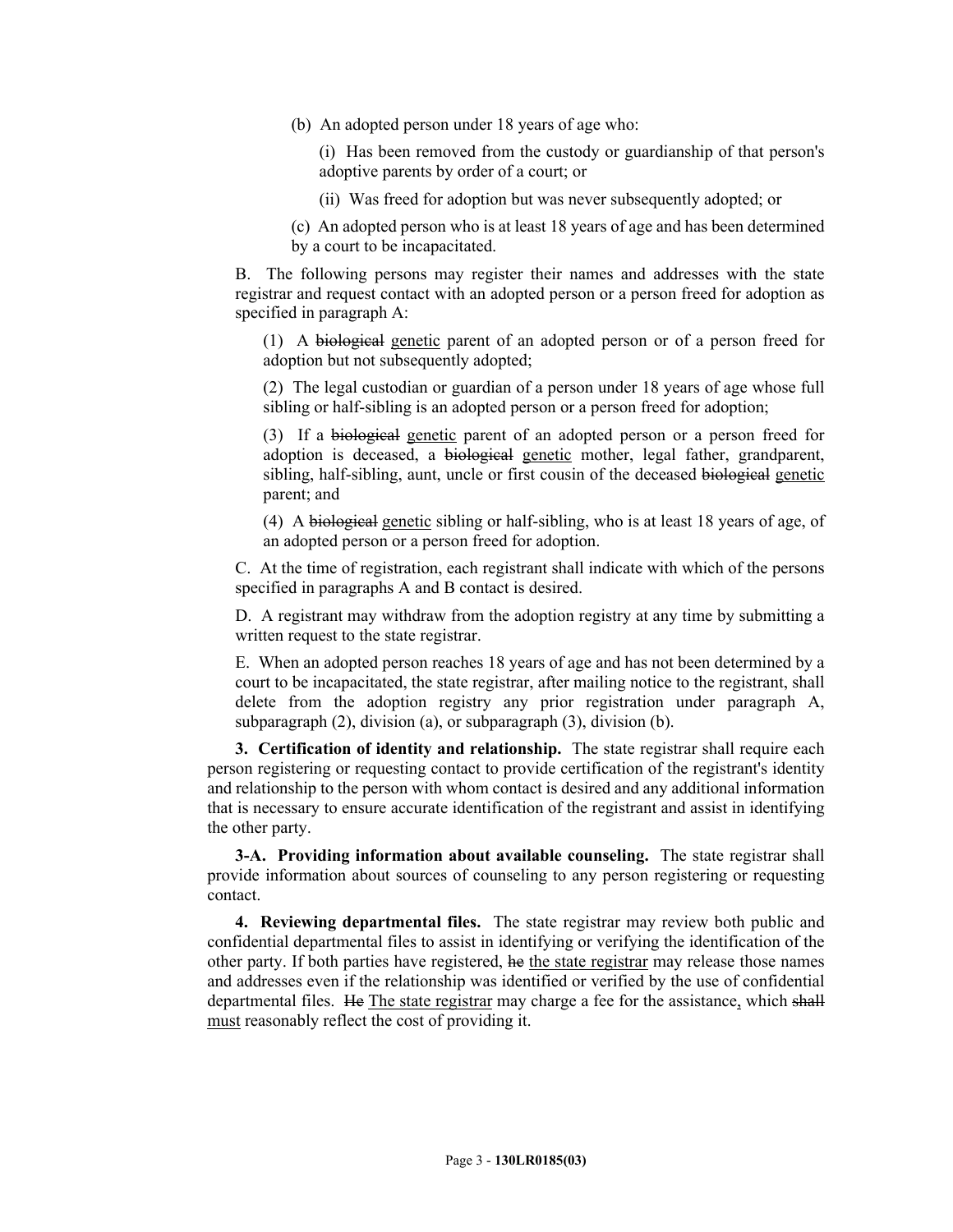(b) An adopted person under 18 years of age who:

(i) Has been removed from the custody or guardianship of that person's adoptive parents by order of a court; or

(ii) Was freed for adoption but was never subsequently adopted; or

(c) An adopted person who is at least 18 years of age and has been determined by a court to be incapacitated.

B. The following persons may register their names and addresses with the state registrar and request contact with an adopted person or a person freed for adoption as specified in paragraph A:

(1) A ~~biological~~ <u>genetic</u> parent of an adopted person or of a person freed for adoption but not subsequently adopted;

(2) The legal custodian or guardian of a person under 18 years of age whose full sibling or half-sibling is an adopted person or a person freed for adoption;

(3) If a ~~biological~~ <u>genetic</u> parent of an adopted person or a person freed for adoption is deceased, a ~~biological~~ <u>genetic</u> mother, legal father, grandparent, sibling, half-sibling, aunt, uncle or first cousin of the deceased ~~biological~~ <u>genetic</u> parent; and

(4) A ~~biological~~ <u>genetic</u> sibling or half-sibling, who is at least 18 years of age, of an adopted person or a person freed for adoption.

C. At the time of registration, each registrant shall indicate with which of the persons specified in paragraphs A and B contact is desired.

D. A registrant may withdraw from the adoption registry at any time by submitting a written request to the state registrar.

E. When an adopted person reaches 18 years of age and has not been determined by a court to be incapacitated, the state registrar, after mailing notice to the registrant, shall delete from the adoption registry any prior registration under paragraph A, subparagraph (2), division (a), or subparagraph (3), division (b).

**3. Certification of identity and relationship.** The state registrar shall require each person registering or requesting contact to provide certification of the registrant's identity and relationship to the person with whom contact is desired and any additional information that is necessary to ensure accurate identification of the registrant and assist in identifying the other party.

**3-A. Providing information about available counseling.** The state registrar shall provide information about sources of counseling to any person registering or requesting contact.

**4. Reviewing departmental files.** The state registrar may review both public and confidential departmental files to assist in identifying or verifying the identification of the other party. If both parties have registered, ~~he~~ <u>the state registrar</u> may release those names and addresses even if the relationship was identified or verified by the use of confidential departmental files. ~~He~~ <u>The state registrar</u> may charge a fee for the assistance<u>,</u> which ~~shall~~ <u>must</u> reasonably reflect the cost of providing it.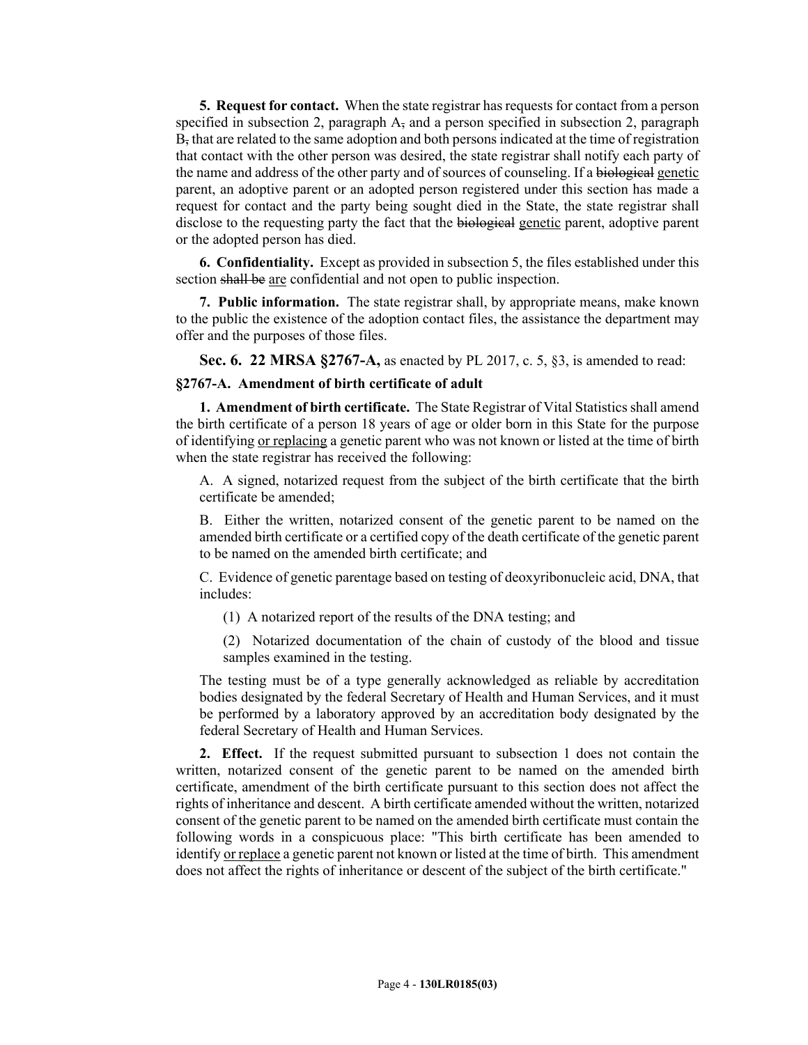**5. Request for contact.** When the state registrar has requests for contact from a person specified in subsection 2, paragraph A, and a person specified in subsection 2, paragraph B, that are related to the same adoption and both persons indicated at the time of registration that contact with the other person was desired, the state registrar shall notify each party of the name and address of the other party and of sources of counseling. If a ~~biological~~ genetic parent, an adoptive parent or an adopted person registered under this section has made a request for contact and the party being sought died in the State, the state registrar shall disclose to the requesting party the fact that the ~~biological~~ genetic parent, adoptive parent or the adopted person has died.

**6. Confidentiality.** Except as provided in subsection 5, the files established under this section ~~shall be~~ are confidential and not open to public inspection.

**7. Public information.** The state registrar shall, by appropriate means, make known to the public the existence of the adoption contact files, the assistance the department may offer and the purposes of those files.

**Sec. 6. 22 MRSA §2767-A,** as enacted by PL 2017, c. 5, §3, is amended to read:

**§2767-A. Amendment of birth certificate of adult**

**1. Amendment of birth certificate.** The State Registrar of Vital Statistics shall amend the birth certificate of a person 18 years of age or older born in this State for the purpose of identifying or replacing a genetic parent who was not known or listed at the time of birth when the state registrar has received the following:

A. A signed, notarized request from the subject of the birth certificate that the birth certificate be amended;

B. Either the written, notarized consent of the genetic parent to be named on the amended birth certificate or a certified copy of the death certificate of the genetic parent to be named on the amended birth certificate; and

C. Evidence of genetic parentage based on testing of deoxyribonucleic acid, DNA, that includes:

(1) A notarized report of the results of the DNA testing; and

(2) Notarized documentation of the chain of custody of the blood and tissue samples examined in the testing.

The testing must be of a type generally acknowledged as reliable by accreditation bodies designated by the federal Secretary of Health and Human Services, and it must be performed by a laboratory approved by an accreditation body designated by the federal Secretary of Health and Human Services.

**2. Effect.** If the request submitted pursuant to subsection 1 does not contain the written, notarized consent of the genetic parent to be named on the amended birth certificate, amendment of the birth certificate pursuant to this section does not affect the rights of inheritance and descent. A birth certificate amended without the written, notarized consent of the genetic parent to be named on the amended birth certificate must contain the following words in a conspicuous place: "This birth certificate has been amended to identify or replace a genetic parent not known or listed at the time of birth. This amendment does not affect the rights of inheritance or descent of the subject of the birth certificate."